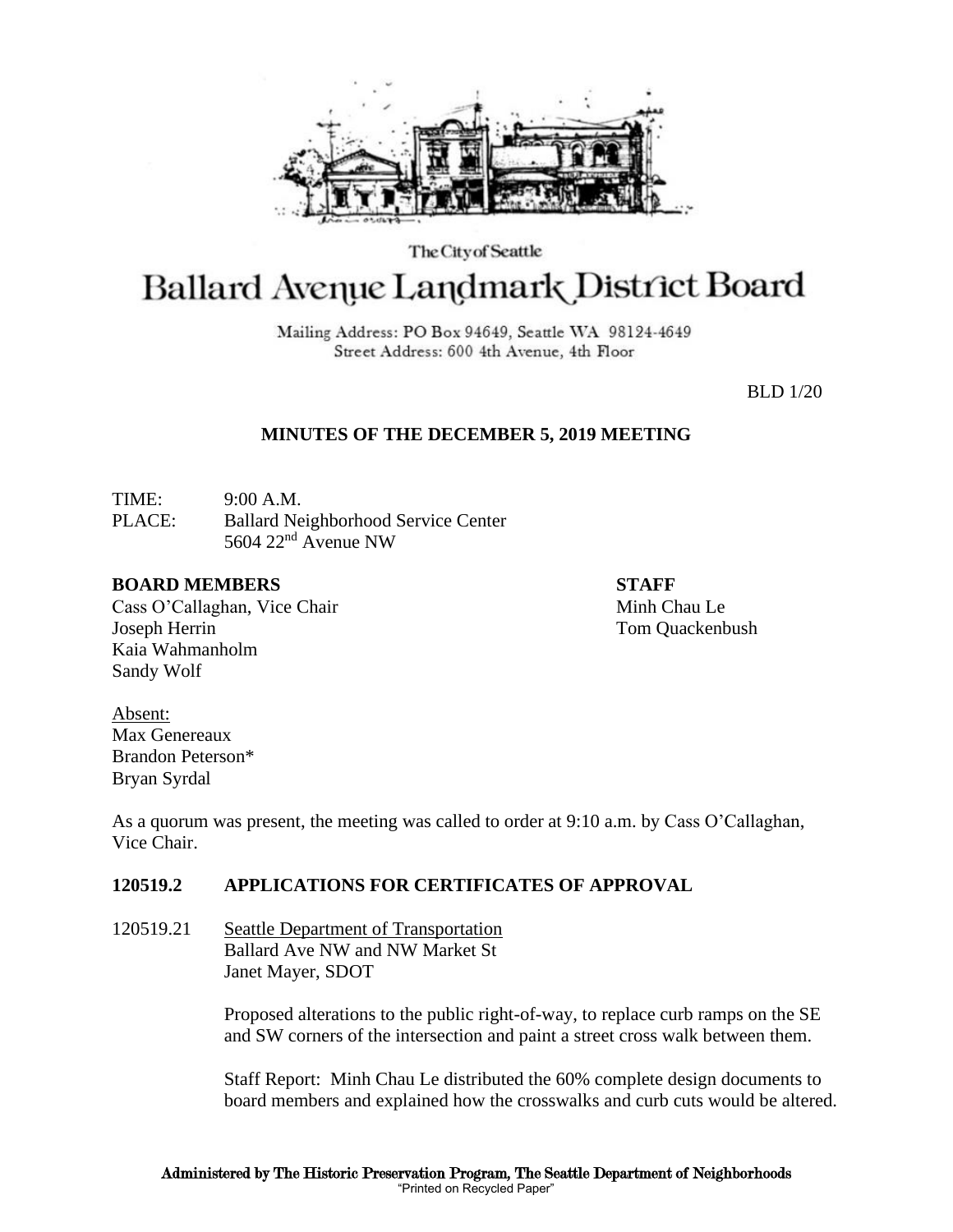The City of Seattle

# Ballard Avenue Landmark District Board

Mailing Address: PO Box 94649, Seattle WA 98124-4649
Street Address: 600 4th Avenue, 4th Floor

BLD 1/20

## MINUTES OF THE DECEMBER 5, 2019 MEETING

TIME: 9:00 A.M.
PLACE: Ballard Neighborhood Service Center
5604 22nd Avenue NW

**BOARD MEMBERS**
Cass O'Callaghan, Vice Chair
Joseph Herrin
Kaia Wahmanholm
Sandy Wolf

**STAFF**
Minh Chau Le
Tom Quackenbush

Absent:
Max Genereaux
Brandon Peterson*
Bryan Syrdal

As a quorum was present, the meeting was called to order at 9:10 a.m. by Cass O'Callaghan, Vice Chair.

### 120519.2 APPLICATIONS FOR CERTIFICATES OF APPROVAL

120519.21 Seattle Department of Transportation
Ballard Ave NW and NW Market St
Janet Mayer, SDOT

Proposed alterations to the public right-of-way, to replace curb ramps on the SE and SW corners of the intersection and paint a street cross walk between them.

Staff Report: Minh Chau Le distributed the 60% complete design documents to board members and explained how the crosswalks and curb cuts would be altered.

Administered by The Historic Preservation Program, The Seattle Department of Neighborhoods
"Printed on Recycled Paper"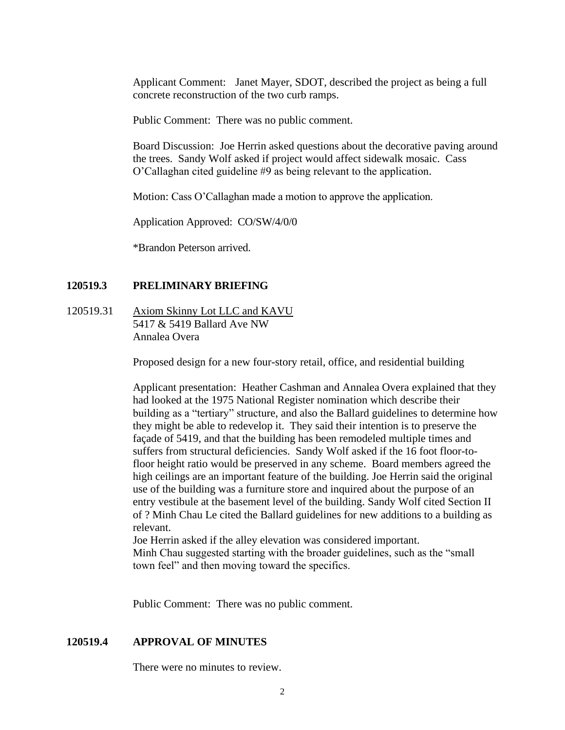Applicant Comment: Janet Mayer, SDOT, described the project as being a full concrete reconstruction of the two curb ramps.

Public Comment: There was no public comment.

Board Discussion: Joe Herrin asked questions about the decorative paving around the trees. Sandy Wolf asked if project would affect sidewalk mosaic. Cass O'Callaghan cited guideline #9 as being relevant to the application.

Motion: Cass O'Callaghan made a motion to approve the application.

Application Approved: CO/SW/4/0/0

*Brandon Peterson arrived.

## 120519.3 PRELIMINARY BRIEFING

120519.31 Axiom Skinny Lot LLC and KAVU
5417 & 5419 Ballard Ave NW
Annalea Overa

Proposed design for a new four-story retail, office, and residential building

Applicant presentation: Heather Cashman and Annalea Overa explained that they had looked at the 1975 National Register nomination which describe their building as a "tertiary" structure, and also the Ballard guidelines to determine how they might be able to redevelop it. They said their intention is to preserve the façade of 5419, and that the building has been remodeled multiple times and suffers from structural deficiencies. Sandy Wolf asked if the 16 foot floor-to-floor height ratio would be preserved in any scheme. Board members agreed the high ceilings are an important feature of the building. Joe Herrin said the original use of the building was a furniture store and inquired about the purpose of an entry vestibule at the basement level of the building. Sandy Wolf cited Section II of ? Minh Chau Le cited the Ballard guidelines for new additions to a building as relevant.
Joe Herrin asked if the alley elevation was considered important.
Minh Chau suggested starting with the broader guidelines, such as the "small town feel" and then moving toward the specifics.

Public Comment: There was no public comment.

## 120519.4 APPROVAL OF MINUTES

There were no minutes to review.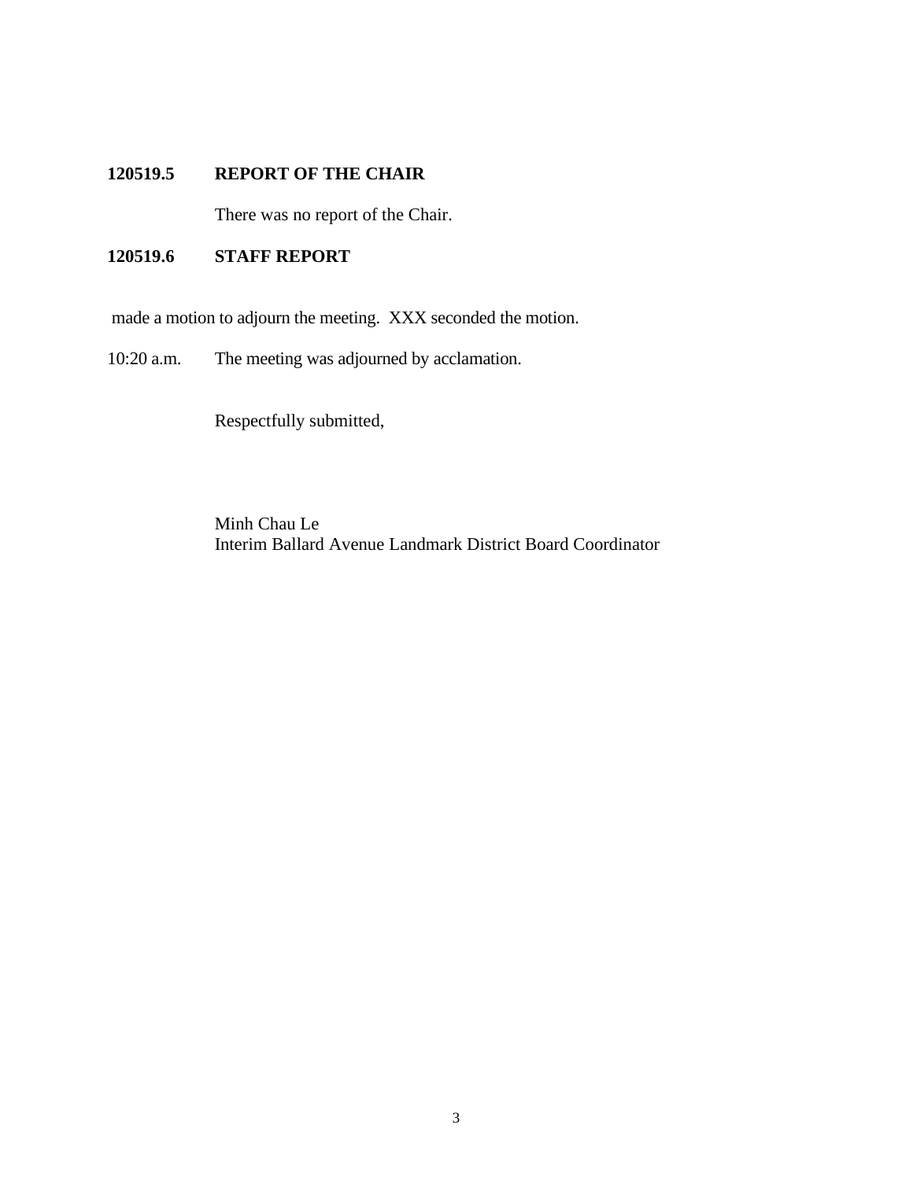**120519.5 REPORT OF THE CHAIR**

There was no report of the Chair.

**120519.6 STAFF REPORT**

made a motion to adjourn the meeting. XXX seconded the motion.

10:20 a.m. The meeting was adjourned by acclamation.

Respectfully submitted,

Minh Chau Le
Interim Ballard Avenue Landmark District Board Coordinator